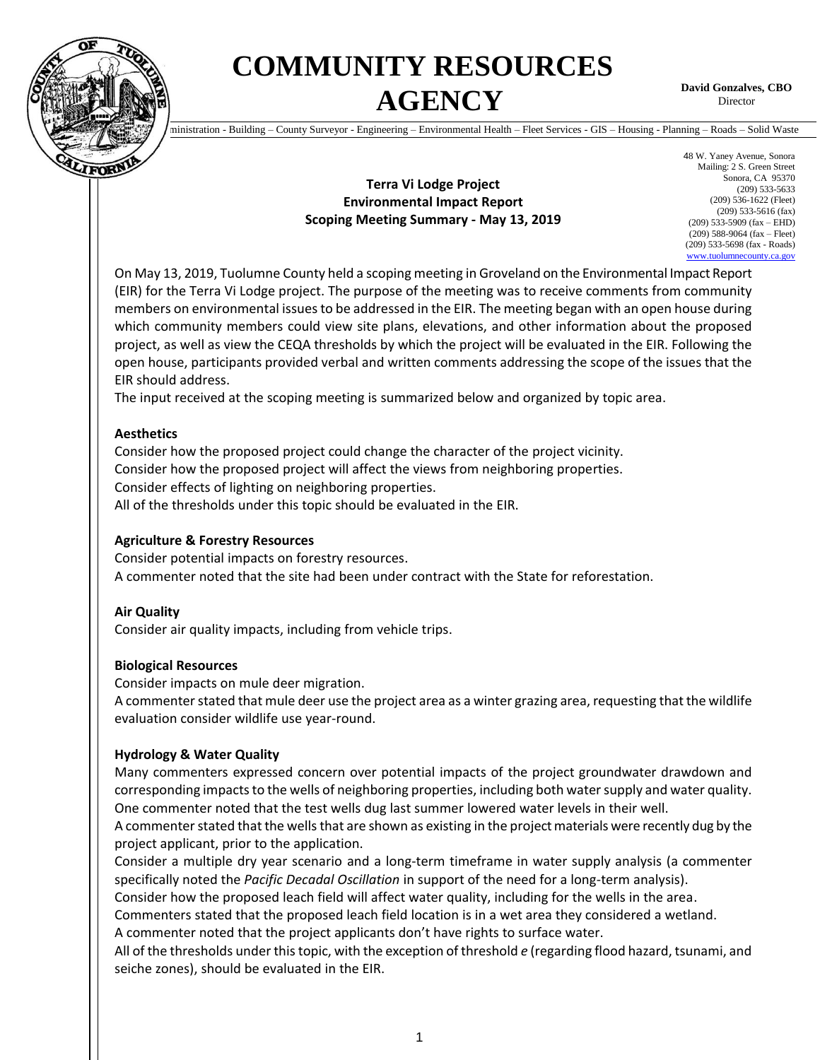# COMMUNITY RESOURCES AGENCY

**David Gonzalves, CBO**
Director

Administration - Building – County Surveyor - Engineering – Environmental Health – Fleet Services - GIS – Housing - Planning – Roads – Solid Waste

48 W. Yaney Avenue, Sonora
Mailing: 2 S. Green Street
Sonora, CA 95370
(209) 533-5633
(209) 536-1622 (Fleet)
(209) 533-5616 (fax)
(209) 533-5909 (fax – EHD)
(209) 588-9064 (fax – Fleet)
(209) 533-5698 (fax - Roads)
www.tuolumnecounty.ca.gov

**Terra Vi Lodge Project**
**Environmental Impact Report**
**Scoping Meeting Summary - May 13, 2019**

On May 13, 2019, Tuolumne County held a scoping meeting in Groveland on the Environmental Impact Report (EIR) for the Terra Vi Lodge project. The purpose of the meeting was to receive comments from community members on environmental issues to be addressed in the EIR. The meeting began with an open house during which community members could view site plans, elevations, and other information about the proposed project, as well as view the CEQA thresholds by which the project will be evaluated in the EIR. Following the open house, participants provided verbal and written comments addressing the scope of the issues that the EIR should address.

The input received at the scoping meeting is summarized below and organized by topic area.

### Aesthetics

Consider how the proposed project could change the character of the project vicinity.
Consider how the proposed project will affect the views from neighboring properties.
Consider effects of lighting on neighboring properties.
All of the thresholds under this topic should be evaluated in the EIR.

### Agriculture & Forestry Resources

Consider potential impacts on forestry resources.
A commenter noted that the site had been under contract with the State for reforestation.

### Air Quality

Consider air quality impacts, including from vehicle trips.

### Biological Resources

Consider impacts on mule deer migration.
A commenter stated that mule deer use the project area as a winter grazing area, requesting that the wildlife evaluation consider wildlife use year-round.

### Hydrology & Water Quality

Many commenters expressed concern over potential impacts of the project groundwater drawdown and corresponding impacts to the wells of neighboring properties, including both water supply and water quality. One commenter noted that the test wells dug last summer lowered water levels in their well.
A commenter stated that the wells that are shown as existing in the project materials were recently dug by the project applicant, prior to the application.
Consider a multiple dry year scenario and a long-term timeframe in water supply analysis (a commenter specifically noted the *Pacific Decadal Oscillation* in support of the need for a long-term analysis).
Consider how the proposed leach field will affect water quality, including for the wells in the area.
Commenters stated that the proposed leach field location is in a wet area they considered a wetland.
A commenter noted that the project applicants don't have rights to surface water.
All of the thresholds under this topic, with the exception of threshold *e* (regarding flood hazard, tsunami, and seiche zones), should be evaluated in the EIR.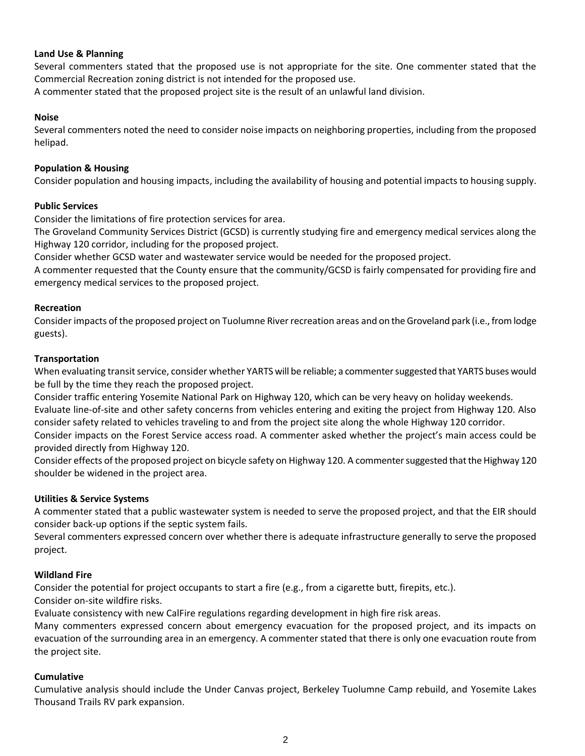**Land Use & Planning**

Several commenters stated that the proposed use is not appropriate for the site. One commenter stated that the Commercial Recreation zoning district is not intended for the proposed use.

A commenter stated that the proposed project site is the result of an unlawful land division.

**Noise**

Several commenters noted the need to consider noise impacts on neighboring properties, including from the proposed helipad.

**Population & Housing**

Consider population and housing impacts, including the availability of housing and potential impacts to housing supply.

**Public Services**

Consider the limitations of fire protection services for area.

The Groveland Community Services District (GCSD) is currently studying fire and emergency medical services along the Highway 120 corridor, including for the proposed project.

Consider whether GCSD water and wastewater service would be needed for the proposed project.

A commenter requested that the County ensure that the community/GCSD is fairly compensated for providing fire and emergency medical services to the proposed project.

**Recreation**

Consider impacts of the proposed project on Tuolumne River recreation areas and on the Groveland park (i.e., from lodge guests).

**Transportation**

When evaluating transit service, consider whether YARTS will be reliable; a commenter suggested that YARTS buses would be full by the time they reach the proposed project.

Consider traffic entering Yosemite National Park on Highway 120, which can be very heavy on holiday weekends.

Evaluate line-of-site and other safety concerns from vehicles entering and exiting the project from Highway 120. Also consider safety related to vehicles traveling to and from the project site along the whole Highway 120 corridor.

Consider impacts on the Forest Service access road. A commenter asked whether the project's main access could be provided directly from Highway 120.

Consider effects of the proposed project on bicycle safety on Highway 120. A commenter suggested that the Highway 120 shoulder be widened in the project area.

**Utilities & Service Systems**

A commenter stated that a public wastewater system is needed to serve the proposed project, and that the EIR should consider back-up options if the septic system fails.

Several commenters expressed concern over whether there is adequate infrastructure generally to serve the proposed project.

**Wildland Fire**

Consider the potential for project occupants to start a fire (e.g., from a cigarette butt, firepits, etc.).

Consider on-site wildfire risks.

Evaluate consistency with new CalFire regulations regarding development in high fire risk areas.

Many commenters expressed concern about emergency evacuation for the proposed project, and its impacts on evacuation of the surrounding area in an emergency. A commenter stated that there is only one evacuation route from the project site.

**Cumulative**

Cumulative analysis should include the Under Canvas project, Berkeley Tuolumne Camp rebuild, and Yosemite Lakes Thousand Trails RV park expansion.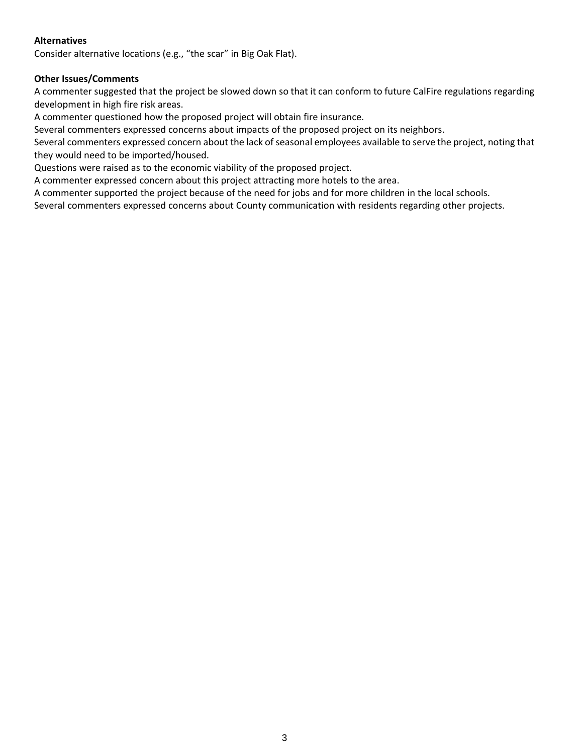**Alternatives**

Consider alternative locations (e.g., "the scar" in Big Oak Flat).

**Other Issues/Comments**

A commenter suggested that the project be slowed down so that it can conform to future CalFire regulations regarding development in high fire risk areas.

A commenter questioned how the proposed project will obtain fire insurance.

Several commenters expressed concerns about impacts of the proposed project on its neighbors.

Several commenters expressed concern about the lack of seasonal employees available to serve the project, noting that they would need to be imported/housed.

Questions were raised as to the economic viability of the proposed project.

A commenter expressed concern about this project attracting more hotels to the area.

A commenter supported the project because of the need for jobs and for more children in the local schools.

Several commenters expressed concerns about County communication with residents regarding other projects.